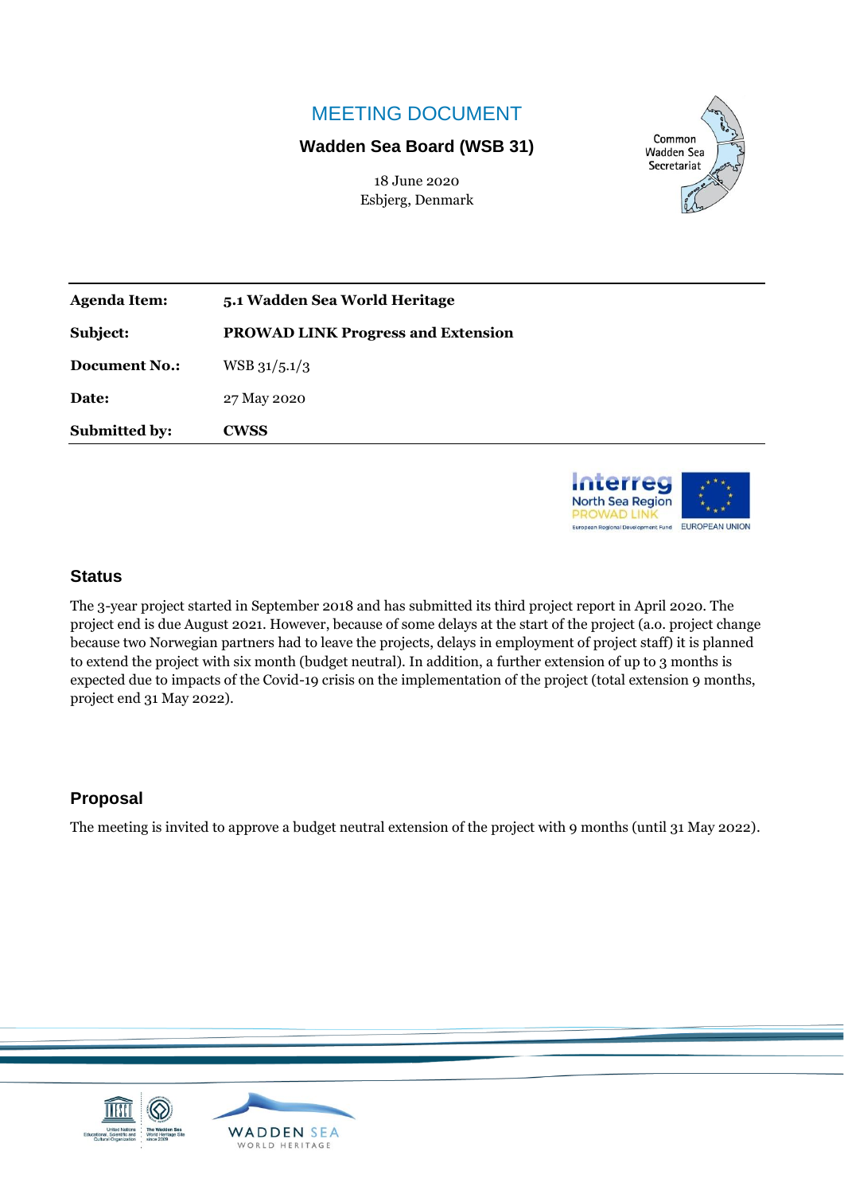# MEETING DOCUMENT

**Wadden Sea Board (WSB 31)**

18 June 2020
Esbjerg, Denmark

| | |
|---|---|
| **Agenda Item:** | **5.1 Wadden Sea World Heritage** |
| **Subject:** | **PROWAD LINK Progress and Extension** |
| **Document No.:** | WSB 31/5.1/3 |
| **Date:** | 27 May 2020 |
| **Submitted by:** | **CWSS** |

## Status

The 3-year project started in September 2018 and has submitted its third project report in April 2020. The project end is due August 2021. However, because of some delays at the start of the project (a.o. project change because two Norwegian partners had to leave the projects, delays in employment of project staff) it is planned to extend the project with six month (budget neutral). In addition, a further extension of up to 3 months is expected due to impacts of the Covid-19 crisis on the implementation of the project (total extension 9 months, project end 31 May 2022).

## Proposal

The meeting is invited to approve a budget neutral extension of the project with 9 months (until 31 May 2022).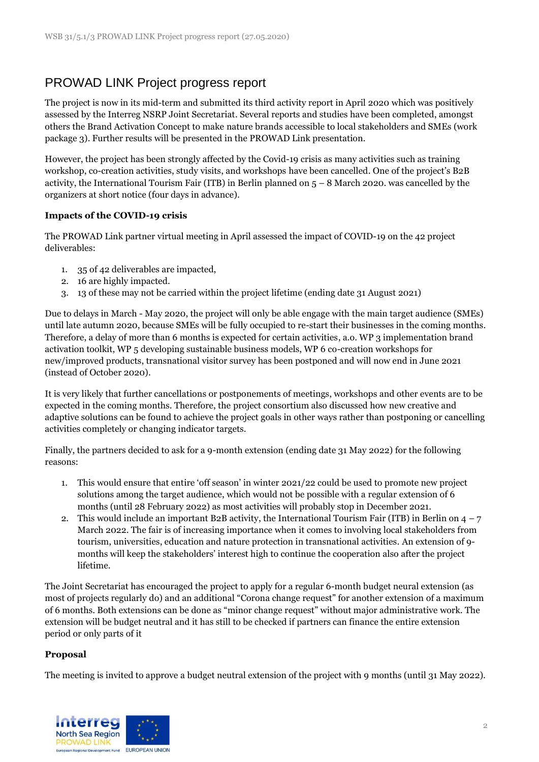# PROWAD LINK Project progress report

The project is now in its mid-term and submitted its third activity report in April 2020 which was positively assessed by the Interreg NSRP Joint Secretariat. Several reports and studies have been completed, amongst others the Brand Activation Concept to make nature brands accessible to local stakeholders and SMEs (work package 3). Further results will be presented in the PROWAD Link presentation.

However, the project has been strongly affected by the Covid-19 crisis as many activities such as training workshop, co-creation activities, study visits, and workshops have been cancelled. One of the project's B2B activity, the International Tourism Fair (ITB) in Berlin planned on 5 – 8 March 2020. was cancelled by the organizers at short notice (four days in advance).

**Impacts of the COVID-19 crisis**

The PROWAD Link partner virtual meeting in April assessed the impact of COVID-19 on the 42 project deliverables:

1. 35 of 42 deliverables are impacted,
2. 16 are highly impacted.
3. 13 of these may not be carried within the project lifetime (ending date 31 August 2021)

Due to delays in March - May 2020, the project will only be able engage with the main target audience (SMEs) until late autumn 2020, because SMEs will be fully occupied to re-start their businesses in the coming months. Therefore, a delay of more than 6 months is expected for certain activities, a.o. WP 3 implementation brand activation toolkit, WP 5 developing sustainable business models, WP 6 co-creation workshops for new/improved products, transnational visitor survey has been postponed and will now end in June 2021 (instead of October 2020).

It is very likely that further cancellations or postponements of meetings, workshops and other events are to be expected in the coming months. Therefore, the project consortium also discussed how new creative and adaptive solutions can be found to achieve the project goals in other ways rather than postponing or cancelling activities completely or changing indicator targets.

Finally, the partners decided to ask for a 9-month extension (ending date 31 May 2022) for the following reasons:

1. This would ensure that entire 'off season' in winter 2021/22 could be used to promote new project solutions among the target audience, which would not be possible with a regular extension of 6 months (until 28 February 2022) as most activities will probably stop in December 2021.
2. This would include an important B2B activity, the International Tourism Fair (ITB) in Berlin on 4 – 7 March 2022. The fair is of increasing importance when it comes to involving local stakeholders from tourism, universities, education and nature protection in transnational activities. An extension of 9-months will keep the stakeholders' interest high to continue the cooperation also after the project lifetime.

The Joint Secretariat has encouraged the project to apply for a regular 6-month budget neural extension (as most of projects regularly do) and an additional "Corona change request" for another extension of a maximum of 6 months. Both extensions can be done as "minor change request" without major administrative work. The extension will be budget neutral and it has still to be checked if partners can finance the entire extension period or only parts of it

**Proposal**

The meeting is invited to approve a budget neutral extension of the project with 9 months (until 31 May 2022).